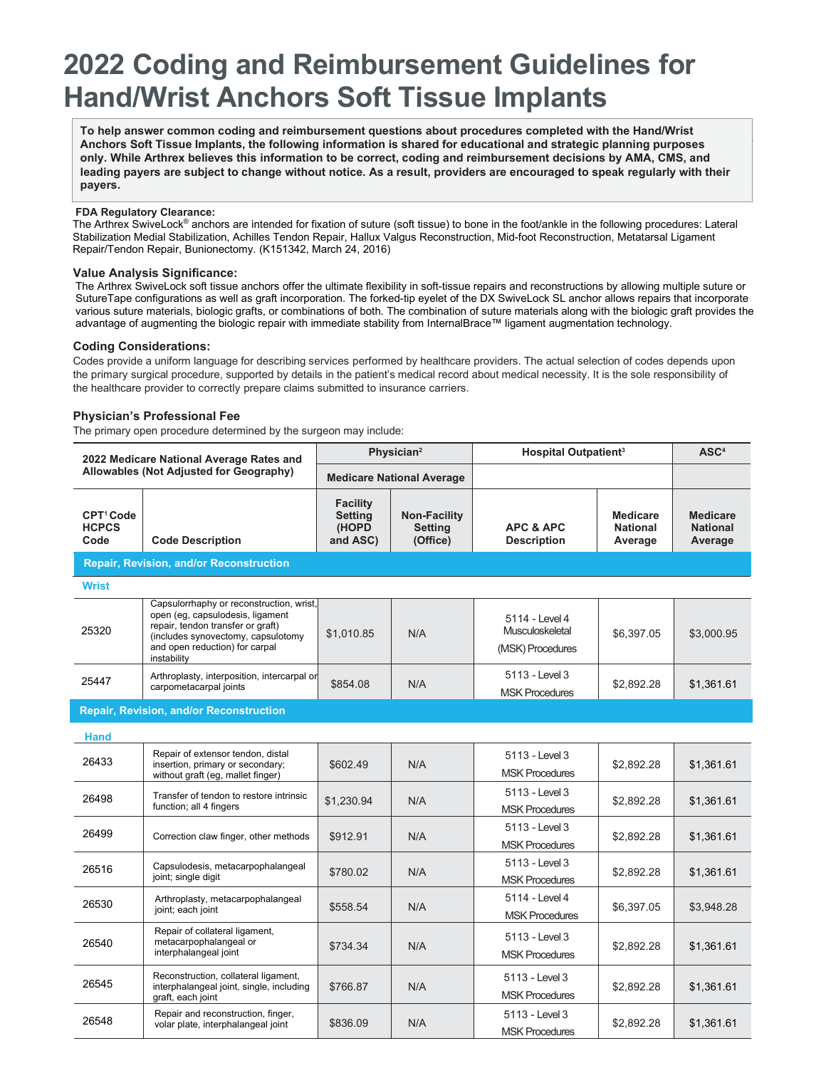# 2022 Coding and Reimbursement Guidelines for Hand/Wrist Anchors Soft Tissue Implants

**To help answer common coding and reimbursement questions about procedures completed with the Hand/Wrist Anchors Soft Tissue Implants, the following information is shared for educational and strategic planning purposes only. While Arthrex believes this information to be correct, coding and reimbursement decisions by AMA, CMS, and leading payers are subject to change without notice. As a result, providers are encouraged to speak regularly with their payers.**

**FDA Regulatory Clearance:**

The Arthrex SwiveLock® anchors are intended for fixation of suture (soft tissue) to bone in the foot/ankle in the following procedures: Lateral Stabilization Medial Stabilization, Achilles Tendon Repair, Hallux Valgus Reconstruction, Mid-foot Reconstruction, Metatarsal Ligament Repair/Tendon Repair, Bunionectomy. (K151342, March 24, 2016)

### Value Analysis Significance:

The Arthrex SwiveLock soft tissue anchors offer the ultimate flexibility in soft-tissue repairs and reconstructions by allowing multiple suture or SutureTape configurations as well as graft incorporation. The forked-tip eyelet of the DX SwiveLock SL anchor allows repairs that incorporate various suture materials, biologic grafts, or combinations of both. The combination of suture materials along with the biologic graft provides the advantage of augmenting the biologic repair with immediate stability from InternalBrace™ ligament augmentation technology.

### Coding Considerations:

Codes provide a uniform language for describing services performed by healthcare providers. The actual selection of codes depends upon the primary surgical procedure, supported by details in the patient's medical record about medical necessity. It is the sole responsibility of the healthcare provider to correctly prepare claims submitted to insurance carriers.

### Physician's Professional Fee

The primary open procedure determined by the surgeon may include:

| 2022 Medicare National Average Rates and Allowables (Not Adjusted for Geography) | | Physician[2] | | Hospital Outpatient[3] | | ASC[4] |
|---|---|---|---|---|---|---|
| | | Medicare National Average | | | | |
| CPT[1] Code HCPCS Code | Code Description | Facility Setting (HOPD and ASC) | Non-Facility Setting (Office) | APC & APC Description | Medicare National Average | Medicare National Average |
| **Repair, Revision, and/or Reconstruction** | | | | | | |
| **Wrist** | | | | | | |
| 25320 | Capsulorrhaphy or reconstruction, wrist, open (eg, capsulodesis, ligament repair, tendon transfer or graft) (includes synovectomy, capsulotomy and open reduction) for carpal instability | $1,010.85 | N/A | 5114 - Level 4 Musculoskeletal (MSK) Procedures | $6,397.05 | $3,000.95 |
| 25447 | Arthroplasty, interposition, intercarpal or carpometacarpal joints | $854.08 | N/A | 5113 - Level 3 MSK Procedures | $2,892.28 | $1,361.61 |
| **Repair, Revision, and/or Reconstruction** | | | | | | |
| **Hand** | | | | | | |
| 26433 | Repair of extensor tendon, distal insertion, primary or secondary; without graft (eg, mallet finger) | $602.49 | N/A | 5113 - Level 3 MSK Procedures | $2,892.28 | $1,361.61 |
| 26498 | Transfer of tendon to restore intrinsic function; all 4 fingers | $1,230.94 | N/A | 5113 - Level 3 MSK Procedures | $2,892.28 | $1,361.61 |
| 26499 | Correction claw finger, other methods | $912.91 | N/A | 5113 - Level 3 MSK Procedures | $2,892.28 | $1,361.61 |
| 26516 | Capsulodesis, metacarpophalangeal joint; single digit | $780.02 | N/A | 5113 - Level 3 MSK Procedures | $2,892.28 | $1,361.61 |
| 26530 | Arthroplasty, metacarpophalangeal joint; each joint | $558.54 | N/A | 5114 - Level 4 MSK Procedures | $6,397.05 | $3,948.28 |
| 26540 | Repair of collateral ligament, metacarpophalangeal or interphalangeal joint | $734.34 | N/A | 5113 - Level 3 MSK Procedures | $2,892.28 | $1,361.61 |
| 26545 | Reconstruction, collateral ligament, interphalangeal joint, single, including graft, each joint | $766.87 | N/A | 5113 - Level 3 MSK Procedures | $2,892.28 | $1,361.61 |
| 26548 | Repair and reconstruction, finger, volar plate, interphalangeal joint | $836.09 | N/A | 5113 - Level 3 MSK Procedures | $2,892.28 | $1,361.61 |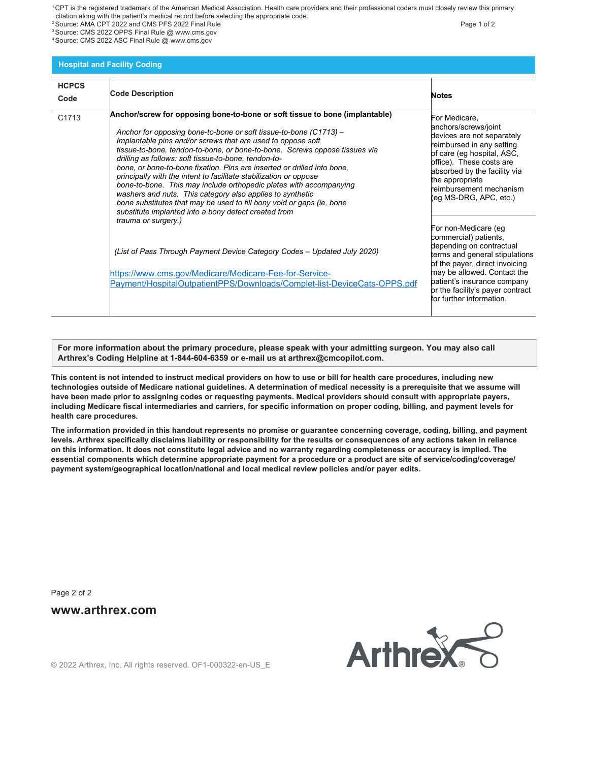[1] CPT is the registered trademark of the American Medical Association. Health care providers and their professional coders must closely review this primary citation along with the patient's medical record before selecting the appropriate code.
[2] Source: AMA CPT 2022 and CMS PFS 2022 Final Rule
[3] Source: CMS 2022 OPPS Final Rule @ www.cms.gov
[4] Source: CMS 2022 ASC Final Rule @ www.cms.gov

## Hospital and Facility Coding

| HCPCS Code | Code Description | Notes |
|---|---|---|
| C1713 | **Anchor/screw for opposing bone-to-bone or soft tissue to bone (implantable)**<br><br>*Anchor for opposing bone-to-bone or soft tissue-to-bone (C1713) – Implantable pins and/or screws that are used to oppose soft tissue-to-bone, tendon-to-bone, or bone-to-bone. Screws oppose tissues via drilling as follows: soft tissue-to-bone, tendon-to-bone, or bone-to-bone fixation. Pins are inserted or drilled into bone, principally with the intent to facilitate stabilization or oppose bone-to-bone. This may include orthopedic plates with accompanying washers and nuts. This category also applies to synthetic bone substitutes that may be used to fill bony void or gaps (ie, bone substitute implanted into a bony defect created from trauma or surgery.)*<br><br>*(List of Pass Through Payment Device Category Codes – Updated July 2020)*<br><br>https://www.cms.gov/Medicare/Medicare-Fee-for-Service-Payment/HospitalOutpatientPPS/Downloads/Complet-list-DeviceCats-OPPS.pdf | For Medicare, anchors/screws/joint devices are not separately reimbursed in any setting of care (eg hospital, ASC, office). These costs are absorbed by the facility via the appropriate reimbursement mechanism (eg MS-DRG, APC, etc.)<br><br>For non-Medicare (eg commercial) patients, depending on contractual terms and general stipulations of the payer, direct invoicing may be allowed. Contact the patient's insurance company or the facility's payer contract for further information. |

**For more information about the primary procedure, please speak with your admitting surgeon. You may also call Arthrex's Coding Helpline at 1-844-604-6359 or e-mail us at arthrex@cmcopilot.com.**

**This content is not intended to instruct medical providers on how to use or bill for health care procedures, including new technologies outside of Medicare national guidelines. A determination of medical necessity is a prerequisite that we assume will have been made prior to assigning codes or requesting payments. Medical providers should consult with appropriate payers, including Medicare fiscal intermediaries and carriers, for specific information on proper coding, billing, and payment levels for health care procedures.**

**The information provided in this handout represents no promise or guarantee concerning coverage, coding, billing, and payment levels. Arthrex specifically disclaims liability or responsibility for the results or consequences of any actions taken in reliance on this information. It does not constitute legal advice and no warranty regarding completeness or accuracy is implied. The essential components which determine appropriate payment for a procedure or a product are site of service/coding/coverage/payment system/geographical location/national and local medical review policies and/or payer edits.**

**www.arthrex.com**

© 2022 Arthrex, Inc. All rights reserved. OF1-000322-en-US_E

Arthrex®